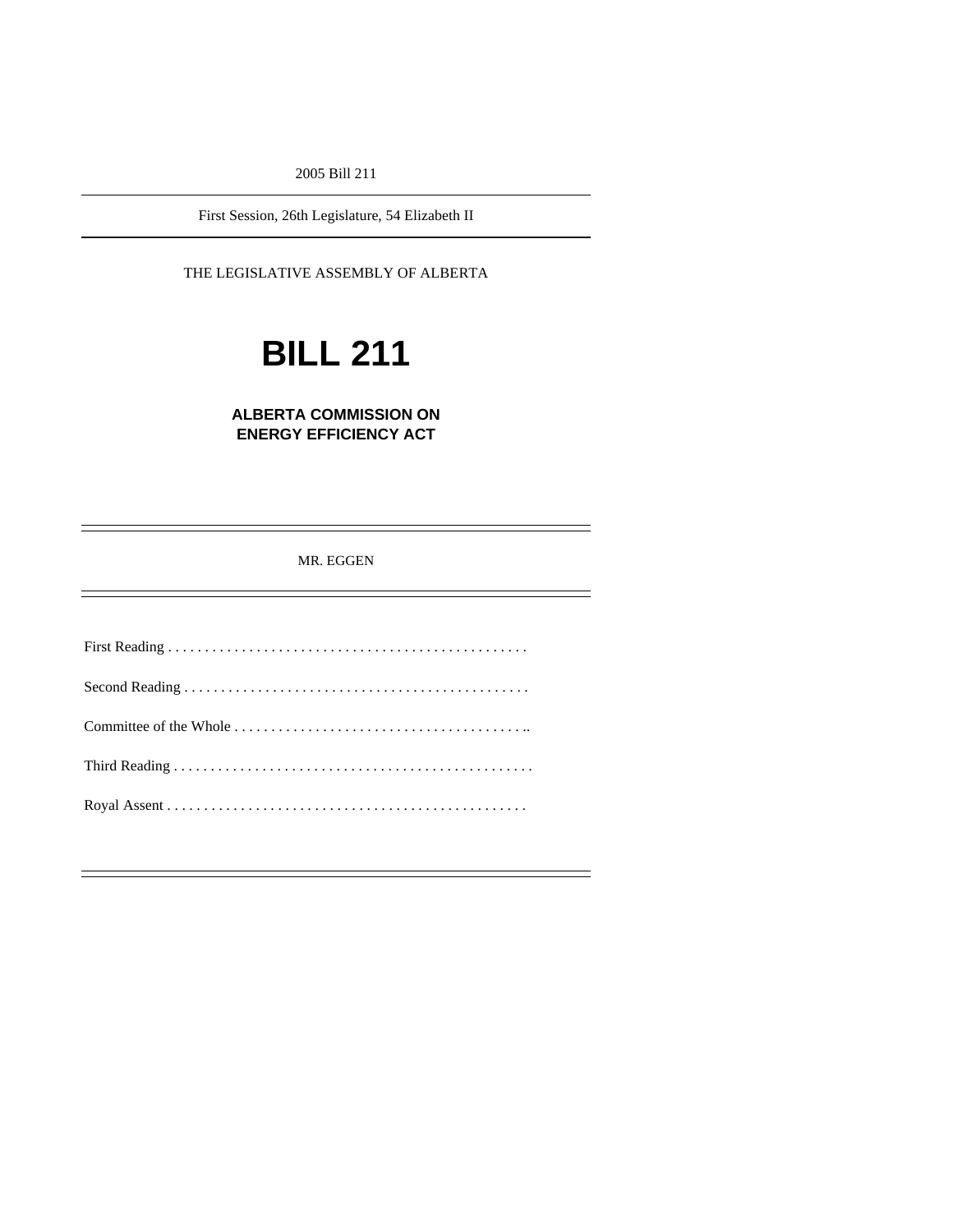2005 Bill 211

First Session, 26th Legislature, 54 Elizabeth II

THE LEGISLATIVE ASSEMBLY OF ALBERTA

# BILL 211

## ALBERTA COMMISSION ON ENERGY EFFICIENCY ACT

MR. EGGEN

First Reading . . . . . . . . . . . . . . . . . . . . . . . . . . . . . . . . . . . . . . . . . . . . . . . .

Second Reading . . . . . . . . . . . . . . . . . . . . . . . . . . . . . . . . . . . . . . . . . . . . . .

Committee of the Whole . . . . . . . . . . . . . . . . . . . . . . . . . . . . . . . . . . . . . . . ..

Third Reading . . . . . . . . . . . . . . . . . . . . . . . . . . . . . . . . . . . . . . . . . . . . . . . .

Royal Assent . . . . . . . . . . . . . . . . . . . . . . . . . . . . . . . . . . . . . . . . . . . . . . . .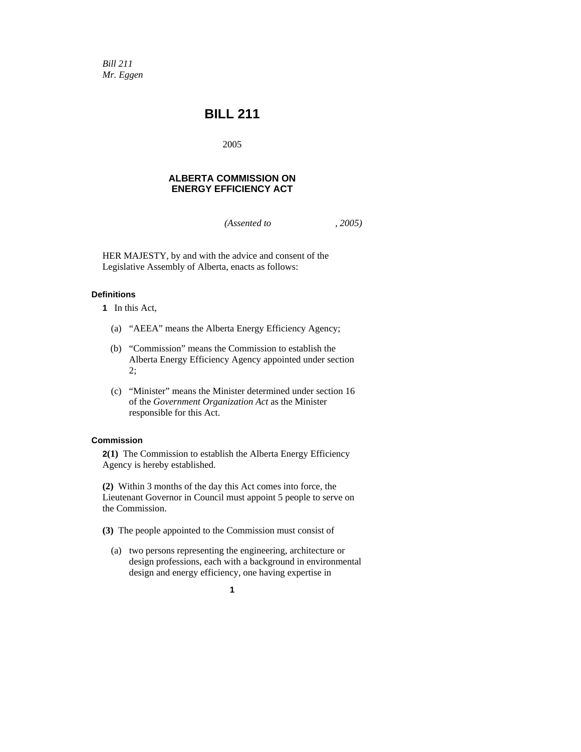*Bill 211*
*Mr. Eggen*

# BILL 211

2005

## ALBERTA COMMISSION ON ENERGY EFFICIENCY ACT

*(Assented to , 2005)*

HER MAJESTY, by and with the advice and consent of the Legislative Assembly of Alberta, enacts as follows:

### Definitions

**1** In this Act,

(a) "AEEA" means the Alberta Energy Efficiency Agency;

(b) "Commission" means the Commission to establish the Alberta Energy Efficiency Agency appointed under section 2;

(c) "Minister" means the Minister determined under section 16 of the *Government Organization Act* as the Minister responsible for this Act.

### Commission

**2(1)** The Commission to establish the Alberta Energy Efficiency Agency is hereby established.

**(2)** Within 3 months of the day this Act comes into force, the Lieutenant Governor in Council must appoint 5 people to serve on the Commission.

**(3)** The people appointed to the Commission must consist of

(a) two persons representing the engineering, architecture or design professions, each with a background in environmental design and energy efficiency, one having expertise in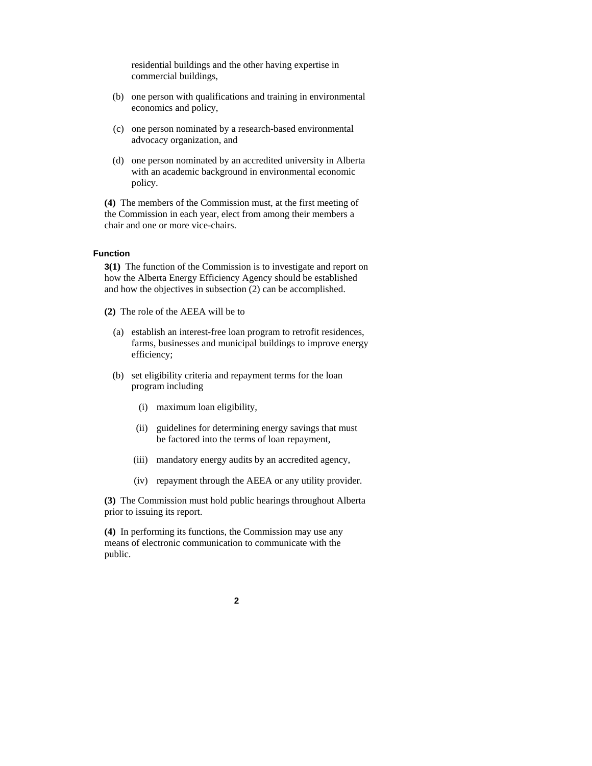residential buildings and the other having expertise in commercial buildings,

(b) one person with qualifications and training in environmental economics and policy,

(c) one person nominated by a research-based environmental advocacy organization, and

(d) one person nominated by an accredited university in Alberta with an academic background in environmental economic policy.

**(4)** The members of the Commission must, at the first meeting of the Commission in each year, elect from among their members a chair and one or more vice-chairs.

#### Function

**3(1)** The function of the Commission is to investigate and report on how the Alberta Energy Efficiency Agency should be established and how the objectives in subsection (2) can be accomplished.

**(2)** The role of the AEEA will be to

(a) establish an interest-free loan program to retrofit residences, farms, businesses and municipal buildings to improve energy efficiency;

(b) set eligibility criteria and repayment terms for the loan program including

(i) maximum loan eligibility,

(ii) guidelines for determining energy savings that must be factored into the terms of loan repayment,

(iii) mandatory energy audits by an accredited agency,

(iv) repayment through the AEEA or any utility provider.

**(3)** The Commission must hold public hearings throughout Alberta prior to issuing its report.

**(4)** In performing its functions, the Commission may use any means of electronic communication to communicate with the public.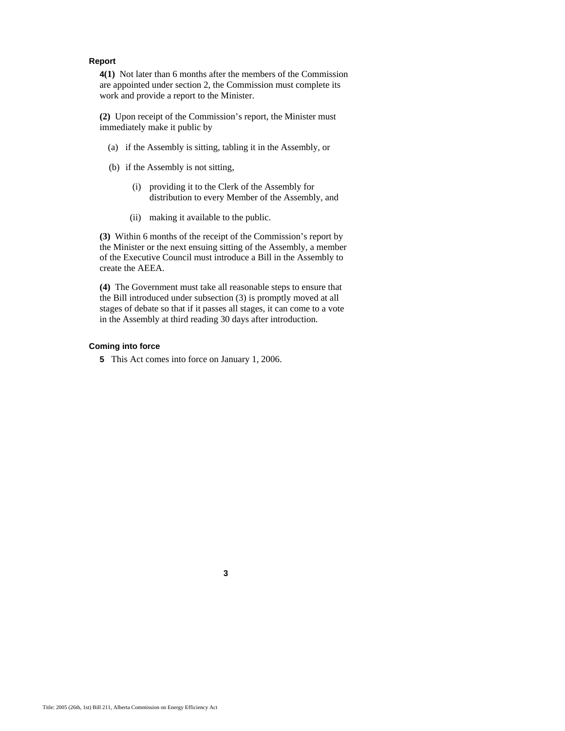### Report

**4(1)** Not later than 6 months after the members of the Commission are appointed under section 2, the Commission must complete its work and provide a report to the Minister.

**(2)** Upon receipt of the Commission's report, the Minister must immediately make it public by

(a) if the Assembly is sitting, tabling it in the Assembly, or

(b) if the Assembly is not sitting,

(i) providing it to the Clerk of the Assembly for distribution to every Member of the Assembly, and

(ii) making it available to the public.

**(3)** Within 6 months of the receipt of the Commission's report by the Minister or the next ensuing sitting of the Assembly, a member of the Executive Council must introduce a Bill in the Assembly to create the AEEA.

**(4)** The Government must take all reasonable steps to ensure that the Bill introduced under subsection (3) is promptly moved at all stages of debate so that if it passes all stages, it can come to a vote in the Assembly at third reading 30 days after introduction.

### Coming into force

**5** This Act comes into force on January 1, 2006.